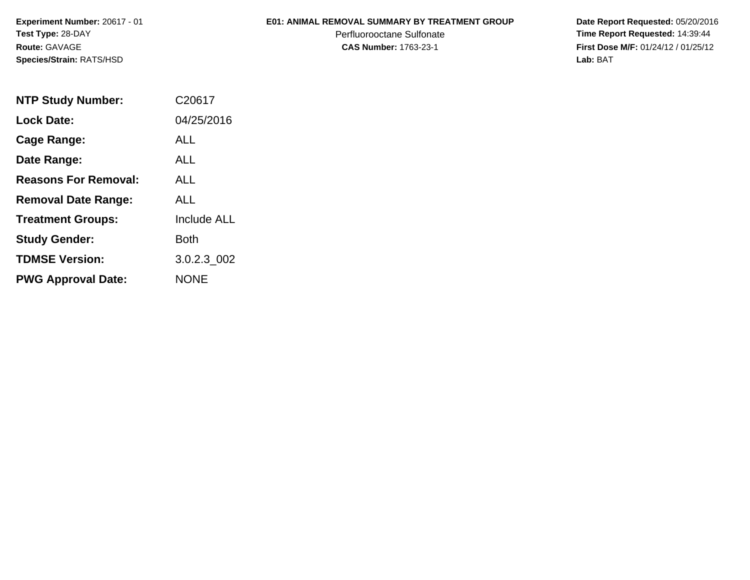**Experiment Number:** 20617 - 01
**Test Type:** 28-DAY
**Route:** GAVAGE
**Species/Strain:** RATS/HSD

**E01: ANIMAL REMOVAL SUMMARY BY TREATMENT GROUP**
Perfluorooctane Sulfonate
**CAS Number:** 1763-23-1

**Date Report Requested:** 05/20/2016
**Time Report Requested:** 14:39:44
**First Dose M/F:** 01/24/12 / 01/25/12
**Lab:** BAT

| | |
|---|---|
| **NTP Study Number:** | C20617 |
| **Lock Date:** | 04/25/2016 |
| **Cage Range:** | ALL |
| **Date Range:** | ALL |
| **Reasons For Removal:** | ALL |
| **Removal Date Range:** | ALL |
| **Treatment Groups:** | Include ALL |
| **Study Gender:** | Both |
| **TDMSE Version:** | 3.0.2.3_002 |
| **PWG Approval Date:** | NONE |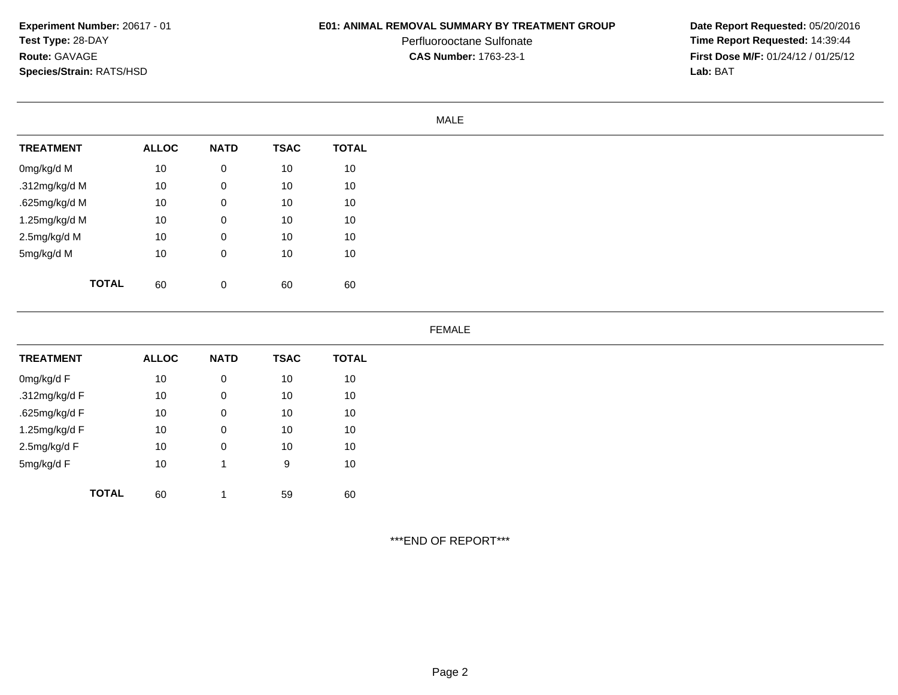**Experiment Number:** 20617 - 01
**Test Type:** 28-DAY
**Route:** GAVAGE
**Species/Strain:** RATS/HSD

**E01: ANIMAL REMOVAL SUMMARY BY TREATMENT GROUP**
Perfluorooctane Sulfonate
**CAS Number:** 1763-23-1

**Date Report Requested:** 05/20/2016
**Time Report Requested:** 14:39:44
**First Dose M/F:** 01/24/12 / 01/25/12
**Lab:** BAT

MALE

| TREATMENT | ALLOC | NATD | TSAC | TOTAL |
|---|---|---|---|---|
| 0mg/kg/d M | 10 | 0 | 10 | 10 |
| .312mg/kg/d M | 10 | 0 | 10 | 10 |
| .625mg/kg/d M | 10 | 0 | 10 | 10 |
| 1.25mg/kg/d M | 10 | 0 | 10 | 10 |
| 2.5mg/kg/d M | 10 | 0 | 10 | 10 |
| 5mg/kg/d M | 10 | 0 | 10 | 10 |
| **TOTAL** | 60 | 0 | 60 | 60 |

FEMALE

| TREATMENT | ALLOC | NATD | TSAC | TOTAL |
|---|---|---|---|---|
| 0mg/kg/d F | 10 | 0 | 10 | 10 |
| .312mg/kg/d F | 10 | 0 | 10 | 10 |
| .625mg/kg/d F | 10 | 0 | 10 | 10 |
| 1.25mg/kg/d F | 10 | 0 | 10 | 10 |
| 2.5mg/kg/d F | 10 | 0 | 10 | 10 |
| 5mg/kg/d F | 10 | 1 | 9 | 10 |
| **TOTAL** | 60 | 1 | 59 | 60 |

\*\*\*END OF REPORT\*\*\*